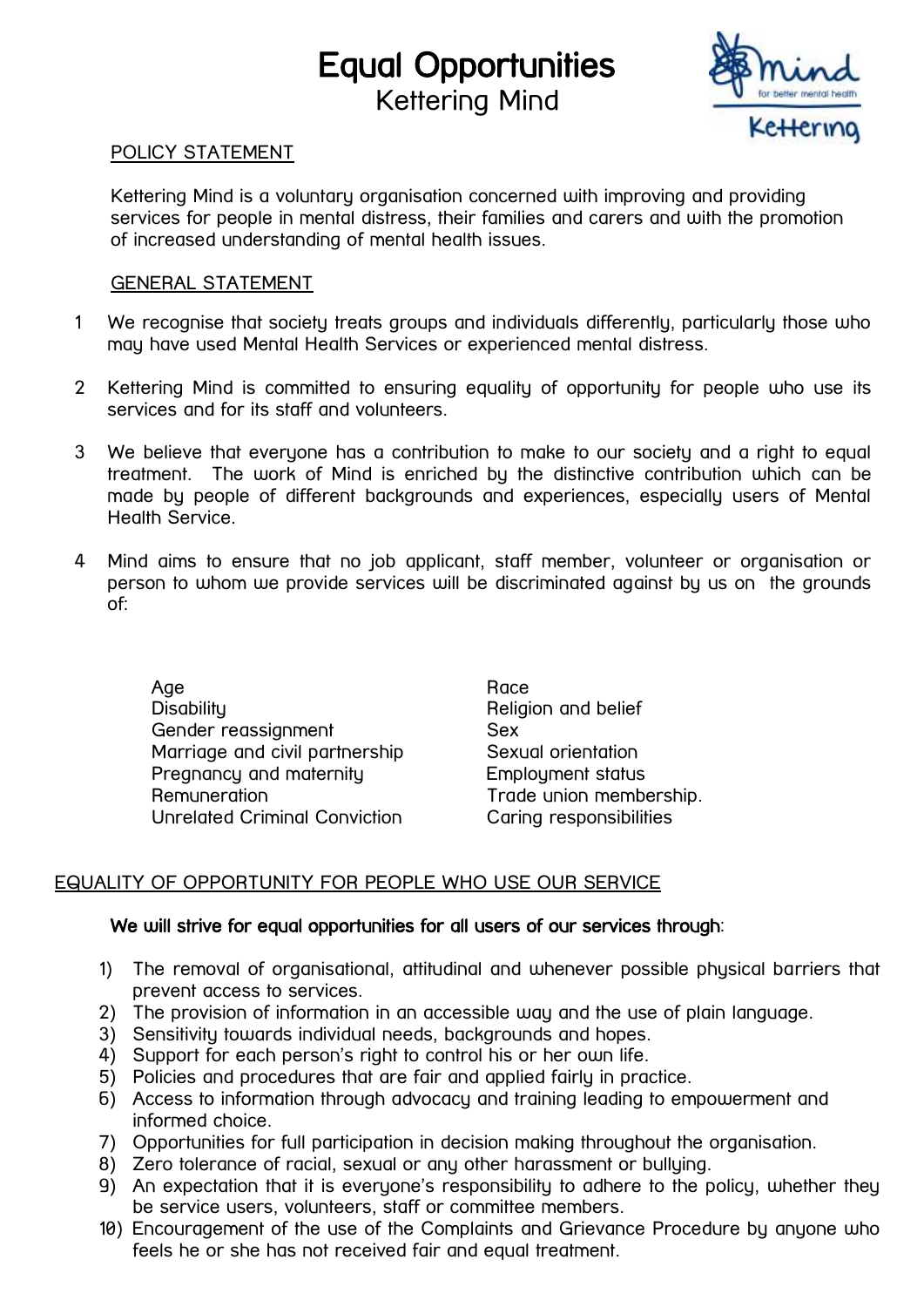# Equal Opportunities

## Kettering Mind

### POLICY STATEMENT

Kettering Mind is a voluntary organisation concerned with improving and providing services for people in mental distress, their families and carers and with the promotion of increased understanding of mental health issues.

### GENERAL STATEMENT

1. We recognise that society treats groups and individuals differently, particularly those who may have used Mental Health Services or experienced mental distress.

2. Kettering Mind is committed to ensuring equality of opportunity for people who use its services and for its staff and volunteers.

3. We believe that everyone has a contribution to make to our society and a right to equal treatment. The work of Mind is enriched by the distinctive contribution which can be made by people of different backgrounds and experiences, especially users of Mental Health Service.

4. Mind aims to ensure that no job applicant, staff member, volunteer or organisation or person to whom we provide services will be discriminated against by us on the grounds of:

- Age
- Disability
- Gender reassignment
- Marriage and civil partnership
- Pregnancy and maternity
- Remuneration
- Unrelated Criminal Conviction
- Race
- Religion and belief
- Sex
- Sexual orientation
- Employment status
- Trade union membership.
- Caring responsibilities

### EQUALITY OF OPPORTUNITY FOR PEOPLE WHO USE OUR SERVICE

**We will strive for equal opportunities for all users of our services through**:

1) The removal of organisational, attitudinal and whenever possible physical barriers that prevent access to services.
2) The provision of information in an accessible way and the use of plain language.
3) Sensitivity towards individual needs, backgrounds and hopes.
4) Support for each person's right to control his or her own life.
5) Policies and procedures that are fair and applied fairly in practice.
6) Access to information through advocacy and training leading to empowerment and informed choice.
7) Opportunities for full participation in decision making throughout the organisation.
8) Zero tolerance of racial, sexual or any other harassment or bullying.
9) An expectation that it is everyone's responsibility to adhere to the policy, whether they be service users, volunteers, staff or committee members.
10) Encouragement of the use of the Complaints and Grievance Procedure by anyone who feels he or she has not received fair and equal treatment.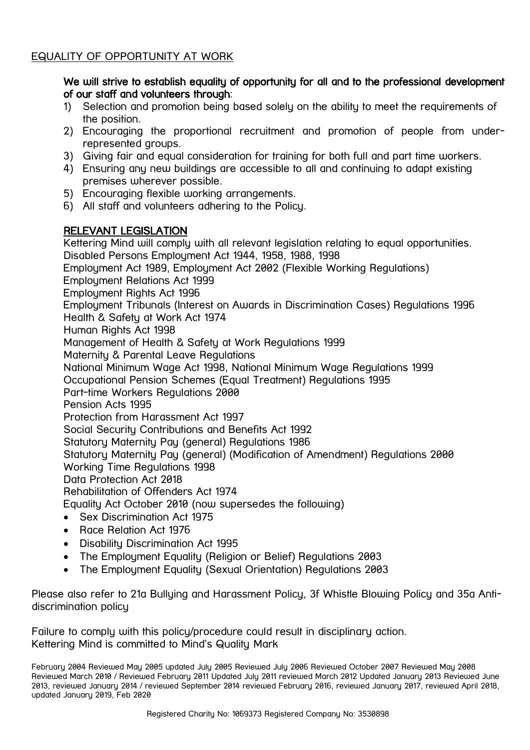## EQUALITY OF OPPORTUNITY AT WORK

**We will strive to establish equality of opportunity for all and to the professional development of our staff and volunteers through:**

1) Selection and promotion being based solely on the ability to meet the requirements of the position.
2) Encouraging the proportional recruitment and promotion of people from under-represented groups.
3) Giving fair and equal consideration for training for both full and part time workers.
4) Ensuring any new buildings are accessible to all and continuing to adapt existing premises wherever possible.
5) Encouraging flexible working arrangements.
6) All staff and volunteers adhering to the Policy.

## RELEVANT LEGISLATION

Kettering Mind will comply with all relevant legislation relating to equal opportunities.
Disabled Persons Employment Act 1944, 1958, 1988, 1998
Employment Act 1989, Employment Act 2002 (Flexible Working Regulations)
Employment Relations Act 1999
Employment Rights Act 1996
Employment Tribunals (Interest on Awards in Discrimination Cases) Regulations 1996
Health & Safety at Work Act 1974
Human Rights Act 1998
Management of Health & Safety at Work Regulations 1999
Maternity & Parental Leave Regulations
National Minimum Wage Act 1998, National Minimum Wage Regulations 1999
Occupational Pension Schemes (Equal Treatment) Regulations 1995
Part-time Workers Regulations 2000
Pension Acts 1995
Protection from Harassment Act 1997
Social Security Contributions and Benefits Act 1992
Statutory Maternity Pay (general) Regulations 1986
Statutory Maternity Pay (general) (Modification of Amendment) Regulations 2000
Working Time Regulations 1998
Data Protection Act 2018
Rehabilitation of Offenders Act 1974
Equality Act October 2010 (now supersedes the following)

- Sex Discrimination Act 1975
- Race Relation Act 1976
- Disability Discrimination Act 1995
- The Employment Equality (Religion or Belief) Regulations 2003
- The Employment Equality (Sexual Orientation) Regulations 2003

Please also refer to 21a Bullying and Harassment Policy, 3f Whistle Blowing Policy and 35a Anti-discrimination policy

Failure to comply with this policy/procedure could result in disciplinary action.
Kettering Mind is committed to Mind's Quality Mark

February 2004 Reviewed May 2005 updated July 2005 Reviewed July 2006 Reviewed October 2007 Reviewed May 2008 Reviewed March 2010 / Reviewed February 2011 Updated July 2011 reviewed March 2012 Updated January 2013 Reviewed June 2013, reviewed January 2014 / reviewed September 2014 reviewed February 2016, reviewed January 2017, reviewed April 2018, updated January 2019, Feb 2020

Registered Charity No: 1069373 Registered Company No: 3530898